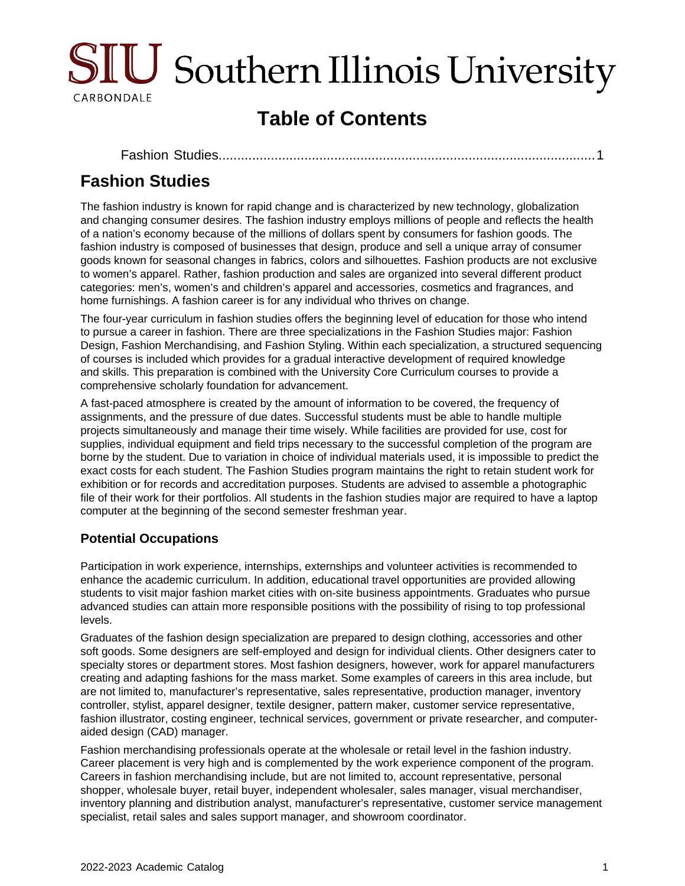# Table of Contents

Fashion Studies.....................................................................................................1

# Fashion Studies

The fashion industry is known for rapid change and is characterized by new technology, globalization and changing consumer desires. The fashion industry employs millions of people and reflects the health of a nation's economy because of the millions of dollars spent by consumers for fashion goods. The fashion industry is composed of businesses that design, produce and sell a unique array of consumer goods known for seasonal changes in fabrics, colors and silhouettes. Fashion products are not exclusive to women's apparel. Rather, fashion production and sales are organized into several different product categories: men's, women's and children's apparel and accessories, cosmetics and fragrances, and home furnishings. A fashion career is for any individual who thrives on change.

The four-year curriculum in fashion studies offers the beginning level of education for those who intend to pursue a career in fashion. There are three specializations in the Fashion Studies major: Fashion Design, Fashion Merchandising, and Fashion Styling. Within each specialization, a structured sequencing of courses is included which provides for a gradual interactive development of required knowledge and skills. This preparation is combined with the University Core Curriculum courses to provide a comprehensive scholarly foundation for advancement.

A fast-paced atmosphere is created by the amount of information to be covered, the frequency of assignments, and the pressure of due dates. Successful students must be able to handle multiple projects simultaneously and manage their time wisely. While facilities are provided for use, cost for supplies, individual equipment and field trips necessary to the successful completion of the program are borne by the student. Due to variation in choice of individual materials used, it is impossible to predict the exact costs for each student. The Fashion Studies program maintains the right to retain student work for exhibition or for records and accreditation purposes. Students are advised to assemble a photographic file of their work for their portfolios. All students in the fashion studies major are required to have a laptop computer at the beginning of the second semester freshman year.

## Potential Occupations

Participation in work experience, internships, externships and volunteer activities is recommended to enhance the academic curriculum. In addition, educational travel opportunities are provided allowing students to visit major fashion market cities with on-site business appointments. Graduates who pursue advanced studies can attain more responsible positions with the possibility of rising to top professional levels.

Graduates of the fashion design specialization are prepared to design clothing, accessories and other soft goods. Some designers are self-employed and design for individual clients. Other designers cater to specialty stores or department stores. Most fashion designers, however, work for apparel manufacturers creating and adapting fashions for the mass market. Some examples of careers in this area include, but are not limited to, manufacturer's representative, sales representative, production manager, inventory controller, stylist, apparel designer, textile designer, pattern maker, customer service representative, fashion illustrator, costing engineer, technical services, government or private researcher, and computer-aided design (CAD) manager.

Fashion merchandising professionals operate at the wholesale or retail level in the fashion industry. Career placement is very high and is complemented by the work experience component of the program. Careers in fashion merchandising include, but are not limited to, account representative, personal shopper, wholesale buyer, retail buyer, independent wholesaler, sales manager, visual merchandiser, inventory planning and distribution analyst, manufacturer's representative, customer service management specialist, retail sales and sales support manager, and showroom coordinator.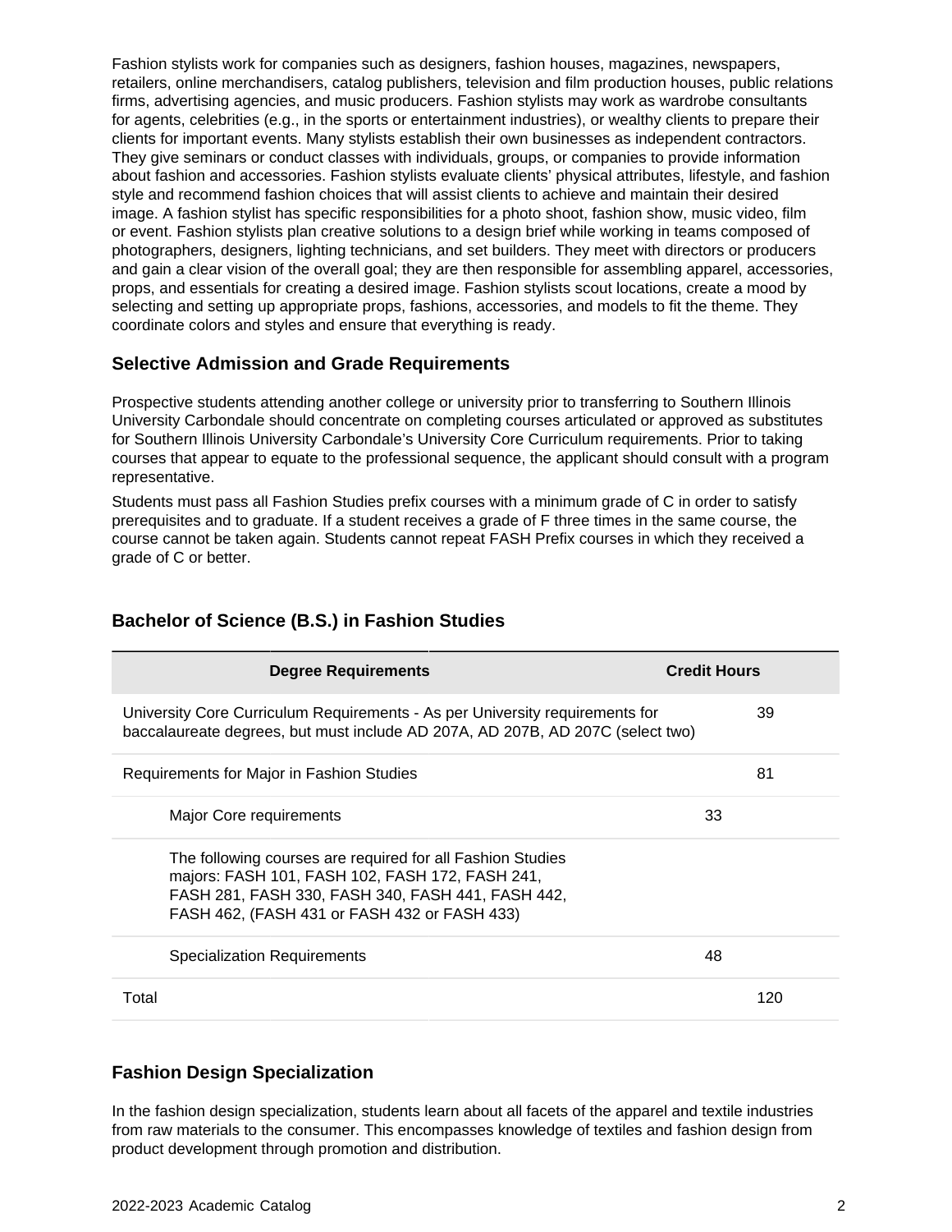Fashion stylists work for companies such as designers, fashion houses, magazines, newspapers, retailers, online merchandisers, catalog publishers, television and film production houses, public relations firms, advertising agencies, and music producers. Fashion stylists may work as wardrobe consultants for agents, celebrities (e.g., in the sports or entertainment industries), or wealthy clients to prepare their clients for important events. Many stylists establish their own businesses as independent contractors. They give seminars or conduct classes with individuals, groups, or companies to provide information about fashion and accessories. Fashion stylists evaluate clients' physical attributes, lifestyle, and fashion style and recommend fashion choices that will assist clients to achieve and maintain their desired image. A fashion stylist has specific responsibilities for a photo shoot, fashion show, music video, film or event. Fashion stylists plan creative solutions to a design brief while working in teams composed of photographers, designers, lighting technicians, and set builders. They meet with directors or producers and gain a clear vision of the overall goal; they are then responsible for assembling apparel, accessories, props, and essentials for creating a desired image. Fashion stylists scout locations, create a mood by selecting and setting up appropriate props, fashions, accessories, and models to fit the theme. They coordinate colors and styles and ensure that everything is ready.

### Selective Admission and Grade Requirements

Prospective students attending another college or university prior to transferring to Southern Illinois University Carbondale should concentrate on completing courses articulated or approved as substitutes for Southern Illinois University Carbondale's University Core Curriculum requirements. Prior to taking courses that appear to equate to the professional sequence, the applicant should consult with a program representative.

Students must pass all Fashion Studies prefix courses with a minimum grade of C in order to satisfy prerequisites and to graduate. If a student receives a grade of F three times in the same course, the course cannot be taken again. Students cannot repeat FASH Prefix courses in which they received a grade of C or better.

## Bachelor of Science (B.S.) in Fashion Studies

| Degree Requirements | Credit Hours | |
|---|---|---|
| University Core Curriculum Requirements - As per University requirements for baccalaureate degrees, but must include AD 207A, AD 207B, AD 207C (select two) | | 39 |
| Requirements for Major in Fashion Studies | | 81 |
| Major Core requirements | 33 | |
| The following courses are required for all Fashion Studies majors: FASH 101, FASH 102, FASH 172, FASH 241, FASH 281, FASH 330, FASH 340, FASH 441, FASH 442, FASH 462, (FASH 431 or FASH 432 or FASH 433) | | |
| Specialization Requirements | 48 | |
| Total | | 120 |

## Fashion Design Specialization

In the fashion design specialization, students learn about all facets of the apparel and textile industries from raw materials to the consumer. This encompasses knowledge of textiles and fashion design from product development through promotion and distribution.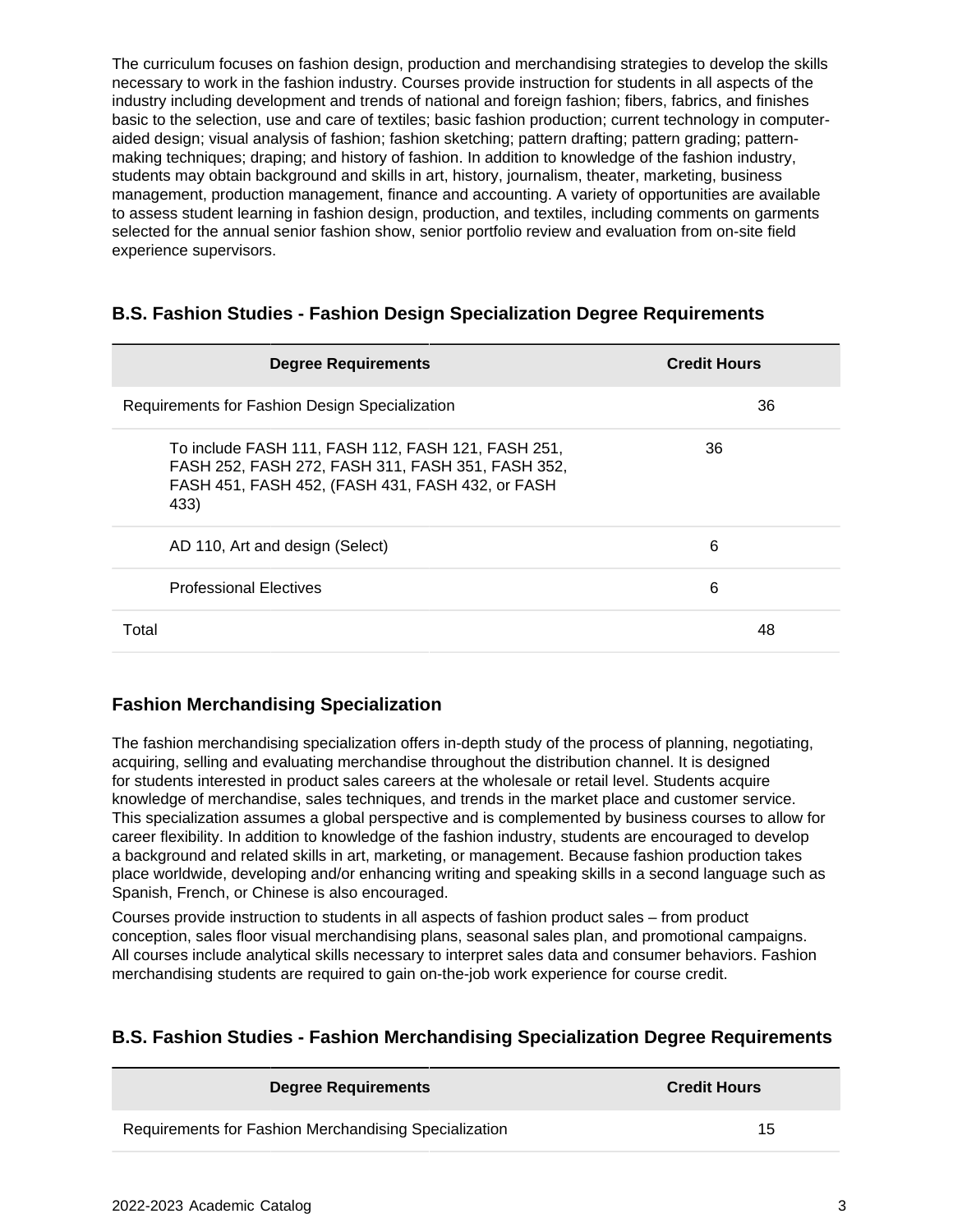The curriculum focuses on fashion design, production and merchandising strategies to develop the skills necessary to work in the fashion industry. Courses provide instruction for students in all aspects of the industry including development and trends of national and foreign fashion; fibers, fabrics, and finishes basic to the selection, use and care of textiles; basic fashion production; current technology in computer-aided design; visual analysis of fashion; fashion sketching; pattern drafting; pattern grading; pattern-making techniques; draping; and history of fashion. In addition to knowledge of the fashion industry, students may obtain background and skills in art, history, journalism, theater, marketing, business management, production management, finance and accounting. A variety of opportunities are available to assess student learning in fashion design, production, and textiles, including comments on garments selected for the annual senior fashion show, senior portfolio review and evaluation from on-site field experience supervisors.

## B.S. Fashion Studies - Fashion Design Specialization Degree Requirements

| Degree Requirements | Credit Hours | |
|---|---|---|
| Requirements for Fashion Design Specialization | | 36 |
| To include FASH 111, FASH 112, FASH 121, FASH 251, FASH 252, FASH 272, FASH 311, FASH 351, FASH 352, FASH 451, FASH 452, (FASH 431, FASH 432, or FASH 433) | 36 | |
| AD 110, Art and design (Select) | 6 | |
| Professional Electives | 6 | |
| Total | | 48 |

## Fashion Merchandising Specialization

The fashion merchandising specialization offers in-depth study of the process of planning, negotiating, acquiring, selling and evaluating merchandise throughout the distribution channel. It is designed for students interested in product sales careers at the wholesale or retail level. Students acquire knowledge of merchandise, sales techniques, and trends in the market place and customer service. This specialization assumes a global perspective and is complemented by business courses to allow for career flexibility. In addition to knowledge of the fashion industry, students are encouraged to develop a background and related skills in art, marketing, or management. Because fashion production takes place worldwide, developing and/or enhancing writing and speaking skills in a second language such as Spanish, French, or Chinese is also encouraged.

Courses provide instruction to students in all aspects of fashion product sales – from product conception, sales floor visual merchandising plans, seasonal sales plan, and promotional campaigns. All courses include analytical skills necessary to interpret sales data and consumer behaviors. Fashion merchandising students are required to gain on-the-job work experience for course credit.

## B.S. Fashion Studies - Fashion Merchandising Specialization Degree Requirements

| Degree Requirements | Credit Hours | |
|---|---|---|
| Requirements for Fashion Merchandising Specialization | | 15 |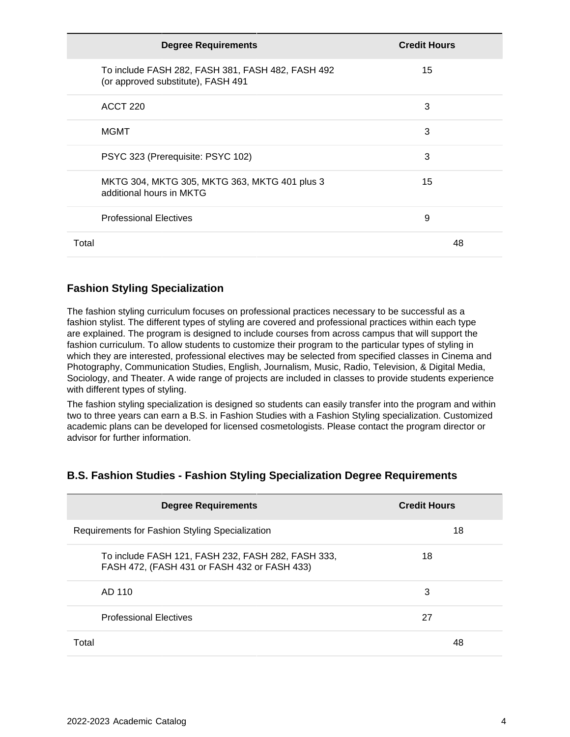| Degree Requirements | Credit Hours |
|---|---|
| To include FASH 282, FASH 381, FASH 482, FASH 492 (or approved substitute), FASH 491 | 15 |
| ACCT 220 | 3 |
| MGMT | 3 |
| PSYC 323 (Prerequisite: PSYC 102) | 3 |
| MKTG 304, MKTG 305, MKTG 363, MKTG 401 plus 3 additional hours in MKTG | 15 |
| Professional Electives | 9 |
| Total | 48 |

### Fashion Styling Specialization

The fashion styling curriculum focuses on professional practices necessary to be successful as a fashion stylist. The different types of styling are covered and professional practices within each type are explained. The program is designed to include courses from across campus that will support the fashion curriculum. To allow students to customize their program to the particular types of styling in which they are interested, professional electives may be selected from specified classes in Cinema and Photography, Communication Studies, English, Journalism, Music, Radio, Television, & Digital Media, Sociology, and Theater. A wide range of projects are included in classes to provide students experience with different types of styling.

The fashion styling specialization is designed so students can easily transfer into the program and within two to three years can earn a B.S. in Fashion Studies with a Fashion Styling specialization. Customized academic plans can be developed for licensed cosmetologists. Please contact the program director or advisor for further information.

### B.S. Fashion Studies - Fashion Styling Specialization Degree Requirements

| Degree Requirements | Credit Hours |
|---|---|
| Requirements for Fashion Styling Specialization | 18 |
| To include FASH 121, FASH 232, FASH 282, FASH 333, FASH 472, (FASH 431 or FASH 432 or FASH 433) | 18 |
| AD 110 | 3 |
| Professional Electives | 27 |
| Total | 48 |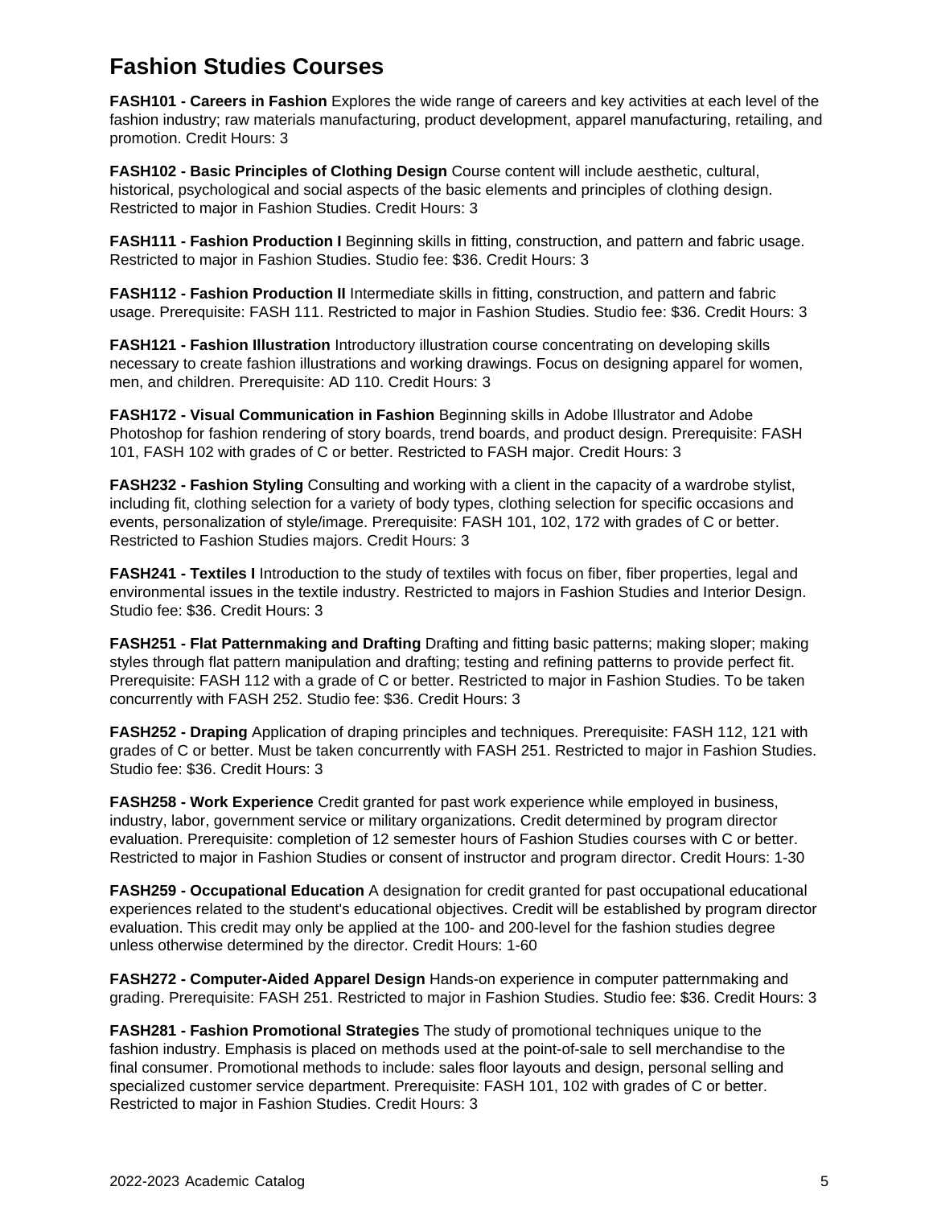# Fashion Studies Courses

**FASH101 - Careers in Fashion** Explores the wide range of careers and key activities at each level of the fashion industry; raw materials manufacturing, product development, apparel manufacturing, retailing, and promotion. Credit Hours: 3

**FASH102 - Basic Principles of Clothing Design** Course content will include aesthetic, cultural, historical, psychological and social aspects of the basic elements and principles of clothing design. Restricted to major in Fashion Studies. Credit Hours: 3

**FASH111 - Fashion Production I** Beginning skills in fitting, construction, and pattern and fabric usage. Restricted to major in Fashion Studies. Studio fee: $36. Credit Hours: 3

**FASH112 - Fashion Production II** Intermediate skills in fitting, construction, and pattern and fabric usage. Prerequisite: FASH 111. Restricted to major in Fashion Studies. Studio fee: $36. Credit Hours: 3

**FASH121 - Fashion Illustration** Introductory illustration course concentrating on developing skills necessary to create fashion illustrations and working drawings. Focus on designing apparel for women, men, and children. Prerequisite: AD 110. Credit Hours: 3

**FASH172 - Visual Communication in Fashion** Beginning skills in Adobe Illustrator and Adobe Photoshop for fashion rendering of story boards, trend boards, and product design. Prerequisite: FASH 101, FASH 102 with grades of C or better. Restricted to FASH major. Credit Hours: 3

**FASH232 - Fashion Styling** Consulting and working with a client in the capacity of a wardrobe stylist, including fit, clothing selection for a variety of body types, clothing selection for specific occasions and events, personalization of style/image. Prerequisite: FASH 101, 102, 172 with grades of C or better. Restricted to Fashion Studies majors. Credit Hours: 3

**FASH241 - Textiles I** Introduction to the study of textiles with focus on fiber, fiber properties, legal and environmental issues in the textile industry. Restricted to majors in Fashion Studies and Interior Design. Studio fee: $36. Credit Hours: 3

**FASH251 - Flat Patternmaking and Drafting** Drafting and fitting basic patterns; making sloper; making styles through flat pattern manipulation and drafting; testing and refining patterns to provide perfect fit. Prerequisite: FASH 112 with a grade of C or better. Restricted to major in Fashion Studies. To be taken concurrently with FASH 252. Studio fee: $36. Credit Hours: 3

**FASH252 - Draping** Application of draping principles and techniques. Prerequisite: FASH 112, 121 with grades of C or better. Must be taken concurrently with FASH 251. Restricted to major in Fashion Studies. Studio fee: $36. Credit Hours: 3

**FASH258 - Work Experience** Credit granted for past work experience while employed in business, industry, labor, government service or military organizations. Credit determined by program director evaluation. Prerequisite: completion of 12 semester hours of Fashion Studies courses with C or better. Restricted to major in Fashion Studies or consent of instructor and program director. Credit Hours: 1-30

**FASH259 - Occupational Education** A designation for credit granted for past occupational educational experiences related to the student's educational objectives. Credit will be established by program director evaluation. This credit may only be applied at the 100- and 200-level for the fashion studies degree unless otherwise determined by the director. Credit Hours: 1-60

**FASH272 - Computer-Aided Apparel Design** Hands-on experience in computer patternmaking and grading. Prerequisite: FASH 251. Restricted to major in Fashion Studies. Studio fee: $36. Credit Hours: 3

**FASH281 - Fashion Promotional Strategies** The study of promotional techniques unique to the fashion industry. Emphasis is placed on methods used at the point-of-sale to sell merchandise to the final consumer. Promotional methods to include: sales floor layouts and design, personal selling and specialized customer service department. Prerequisite: FASH 101, 102 with grades of C or better. Restricted to major in Fashion Studies. Credit Hours: 3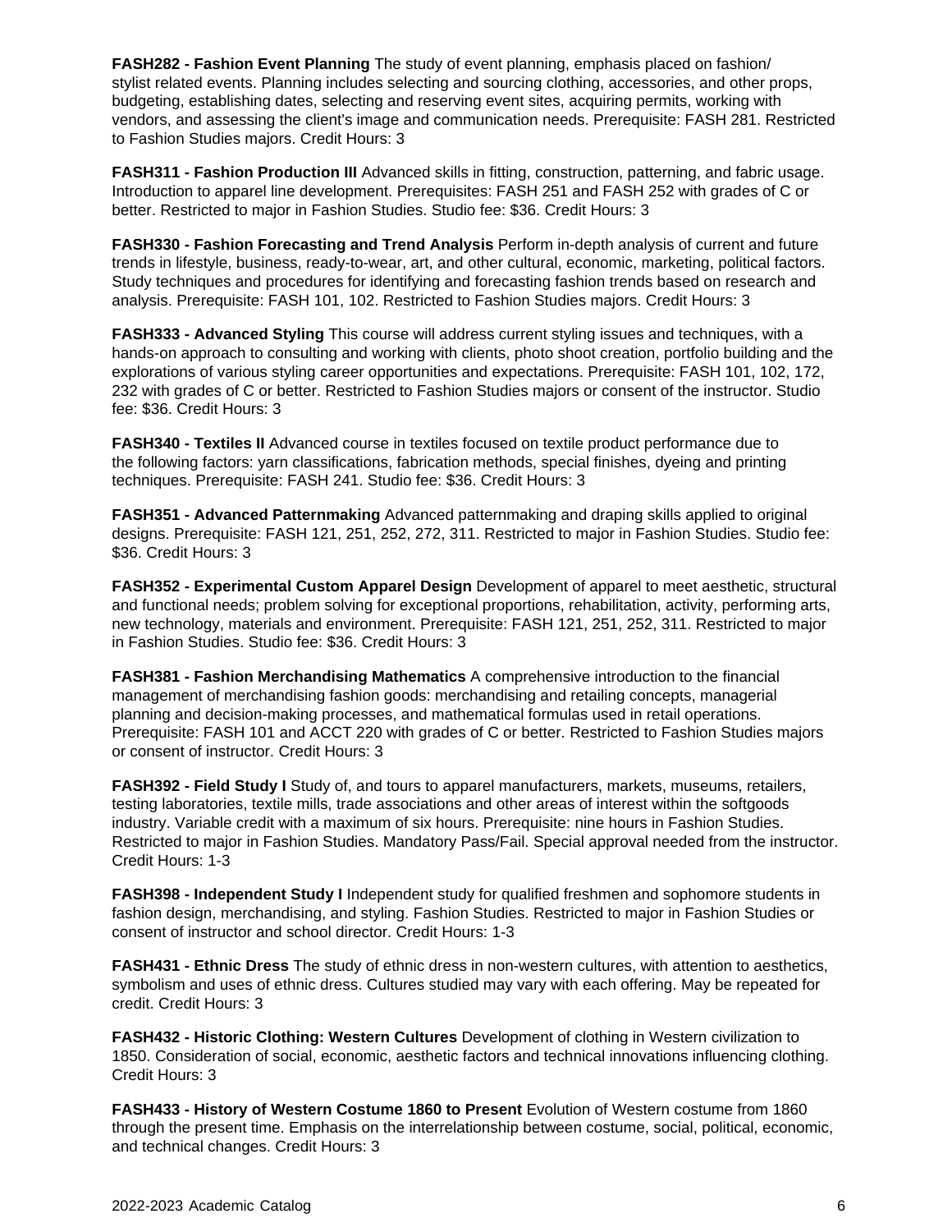**FASH282 - Fashion Event Planning** The study of event planning, emphasis placed on fashion/stylist related events. Planning includes selecting and sourcing clothing, accessories, and other props, budgeting, establishing dates, selecting and reserving event sites, acquiring permits, working with vendors, and assessing the client's image and communication needs. Prerequisite: FASH 281. Restricted to Fashion Studies majors. Credit Hours: 3

**FASH311 - Fashion Production III** Advanced skills in fitting, construction, patterning, and fabric usage. Introduction to apparel line development. Prerequisites: FASH 251 and FASH 252 with grades of C or better. Restricted to major in Fashion Studies. Studio fee: $36. Credit Hours: 3

**FASH330 - Fashion Forecasting and Trend Analysis** Perform in-depth analysis of current and future trends in lifestyle, business, ready-to-wear, art, and other cultural, economic, marketing, political factors. Study techniques and procedures for identifying and forecasting fashion trends based on research and analysis. Prerequisite: FASH 101, 102. Restricted to Fashion Studies majors. Credit Hours: 3

**FASH333 - Advanced Styling** This course will address current styling issues and techniques, with a hands-on approach to consulting and working with clients, photo shoot creation, portfolio building and the explorations of various styling career opportunities and expectations. Prerequisite: FASH 101, 102, 172, 232 with grades of C or better. Restricted to Fashion Studies majors or consent of the instructor. Studio fee: $36. Credit Hours: 3

**FASH340 - Textiles II** Advanced course in textiles focused on textile product performance due to the following factors: yarn classifications, fabrication methods, special finishes, dyeing and printing techniques. Prerequisite: FASH 241. Studio fee: $36. Credit Hours: 3

**FASH351 - Advanced Patternmaking** Advanced patternmaking and draping skills applied to original designs. Prerequisite: FASH 121, 251, 252, 272, 311. Restricted to major in Fashion Studies. Studio fee: $36. Credit Hours: 3

**FASH352 - Experimental Custom Apparel Design** Development of apparel to meet aesthetic, structural and functional needs; problem solving for exceptional proportions, rehabilitation, activity, performing arts, new technology, materials and environment. Prerequisite: FASH 121, 251, 252, 311. Restricted to major in Fashion Studies. Studio fee: $36. Credit Hours: 3

**FASH381 - Fashion Merchandising Mathematics** A comprehensive introduction to the financial management of merchandising fashion goods: merchandising and retailing concepts, managerial planning and decision-making processes, and mathematical formulas used in retail operations. Prerequisite: FASH 101 and ACCT 220 with grades of C or better. Restricted to Fashion Studies majors or consent of instructor. Credit Hours: 3

**FASH392 - Field Study I** Study of, and tours to apparel manufacturers, markets, museums, retailers, testing laboratories, textile mills, trade associations and other areas of interest within the softgoods industry. Variable credit with a maximum of six hours. Prerequisite: nine hours in Fashion Studies. Restricted to major in Fashion Studies. Mandatory Pass/Fail. Special approval needed from the instructor. Credit Hours: 1-3

**FASH398 - Independent Study I** Independent study for qualified freshmen and sophomore students in fashion design, merchandising, and styling. Fashion Studies. Restricted to major in Fashion Studies or consent of instructor and school director. Credit Hours: 1-3

**FASH431 - Ethnic Dress** The study of ethnic dress in non-western cultures, with attention to aesthetics, symbolism and uses of ethnic dress. Cultures studied may vary with each offering. May be repeated for credit. Credit Hours: 3

**FASH432 - Historic Clothing: Western Cultures** Development of clothing in Western civilization to 1850. Consideration of social, economic, aesthetic factors and technical innovations influencing clothing. Credit Hours: 3

**FASH433 - History of Western Costume 1860 to Present** Evolution of Western costume from 1860 through the present time. Emphasis on the interrelationship between costume, social, political, economic, and technical changes. Credit Hours: 3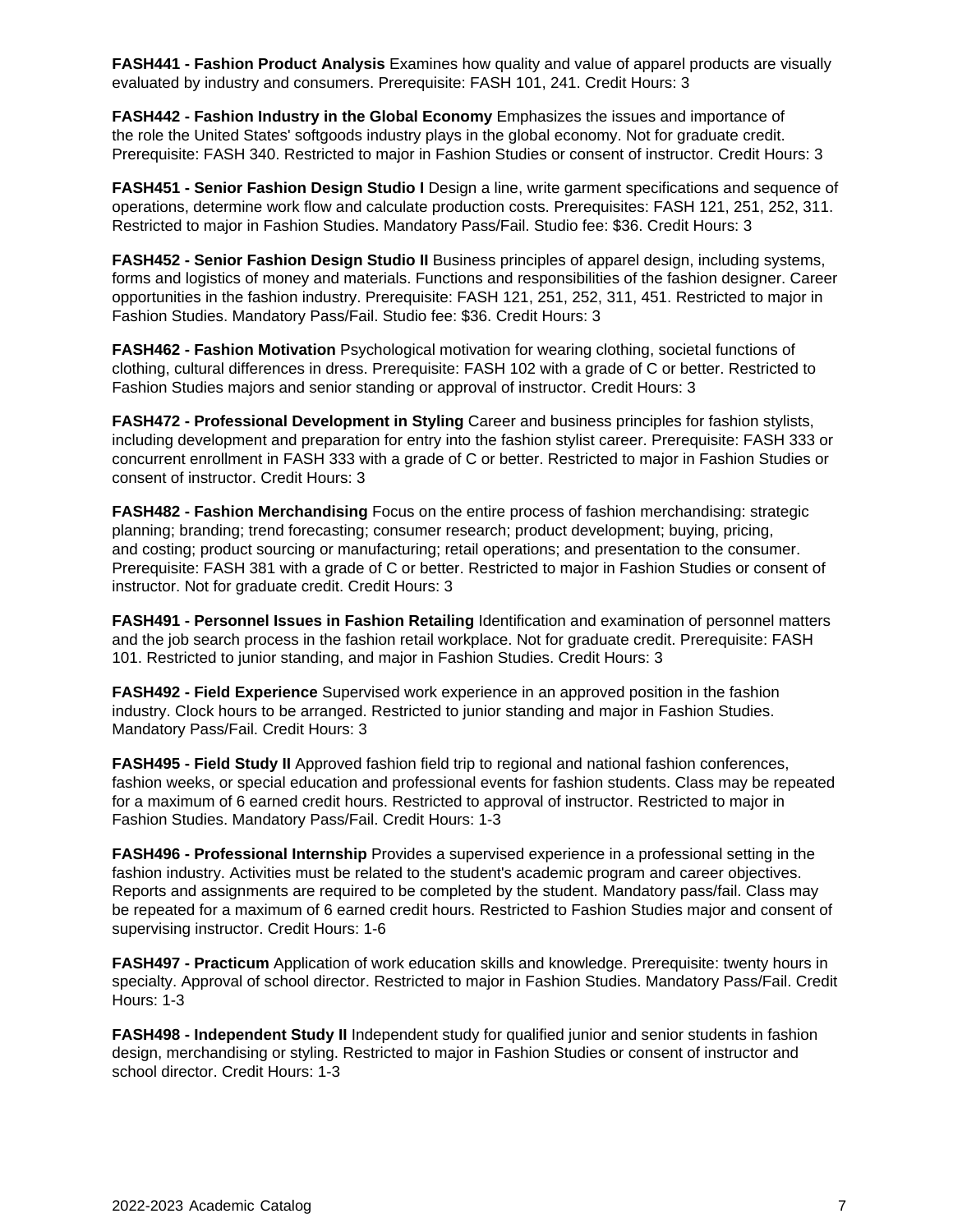**FASH441 - Fashion Product Analysis** Examines how quality and value of apparel products are visually evaluated by industry and consumers. Prerequisite: FASH 101, 241. Credit Hours: 3

**FASH442 - Fashion Industry in the Global Economy** Emphasizes the issues and importance of the role the United States' softgoods industry plays in the global economy. Not for graduate credit. Prerequisite: FASH 340. Restricted to major in Fashion Studies or consent of instructor. Credit Hours: 3

**FASH451 - Senior Fashion Design Studio I** Design a line, write garment specifications and sequence of operations, determine work flow and calculate production costs. Prerequisites: FASH 121, 251, 252, 311. Restricted to major in Fashion Studies. Mandatory Pass/Fail. Studio fee: $36. Credit Hours: 3

**FASH452 - Senior Fashion Design Studio II** Business principles of apparel design, including systems, forms and logistics of money and materials. Functions and responsibilities of the fashion designer. Career opportunities in the fashion industry. Prerequisite: FASH 121, 251, 252, 311, 451. Restricted to major in Fashion Studies. Mandatory Pass/Fail. Studio fee: $36. Credit Hours: 3

**FASH462 - Fashion Motivation** Psychological motivation for wearing clothing, societal functions of clothing, cultural differences in dress. Prerequisite: FASH 102 with a grade of C or better. Restricted to Fashion Studies majors and senior standing or approval of instructor. Credit Hours: 3

**FASH472 - Professional Development in Styling** Career and business principles for fashion stylists, including development and preparation for entry into the fashion stylist career. Prerequisite: FASH 333 or concurrent enrollment in FASH 333 with a grade of C or better. Restricted to major in Fashion Studies or consent of instructor. Credit Hours: 3

**FASH482 - Fashion Merchandising** Focus on the entire process of fashion merchandising: strategic planning; branding; trend forecasting; consumer research; product development; buying, pricing, and costing; product sourcing or manufacturing; retail operations; and presentation to the consumer. Prerequisite: FASH 381 with a grade of C or better. Restricted to major in Fashion Studies or consent of instructor. Not for graduate credit. Credit Hours: 3

**FASH491 - Personnel Issues in Fashion Retailing** Identification and examination of personnel matters and the job search process in the fashion retail workplace. Not for graduate credit. Prerequisite: FASH 101. Restricted to junior standing, and major in Fashion Studies. Credit Hours: 3

**FASH492 - Field Experience** Supervised work experience in an approved position in the fashion industry. Clock hours to be arranged. Restricted to junior standing and major in Fashion Studies. Mandatory Pass/Fail. Credit Hours: 3

**FASH495 - Field Study II** Approved fashion field trip to regional and national fashion conferences, fashion weeks, or special education and professional events for fashion students. Class may be repeated for a maximum of 6 earned credit hours. Restricted to approval of instructor. Restricted to major in Fashion Studies. Mandatory Pass/Fail. Credit Hours: 1-3

**FASH496 - Professional Internship** Provides a supervised experience in a professional setting in the fashion industry. Activities must be related to the student's academic program and career objectives. Reports and assignments are required to be completed by the student. Mandatory pass/fail. Class may be repeated for a maximum of 6 earned credit hours. Restricted to Fashion Studies major and consent of supervising instructor. Credit Hours: 1-6

**FASH497 - Practicum** Application of work education skills and knowledge. Prerequisite: twenty hours in specialty. Approval of school director. Restricted to major in Fashion Studies. Mandatory Pass/Fail. Credit Hours: 1-3

**FASH498 - Independent Study II** Independent study for qualified junior and senior students in fashion design, merchandising or styling. Restricted to major in Fashion Studies or consent of instructor and school director. Credit Hours: 1-3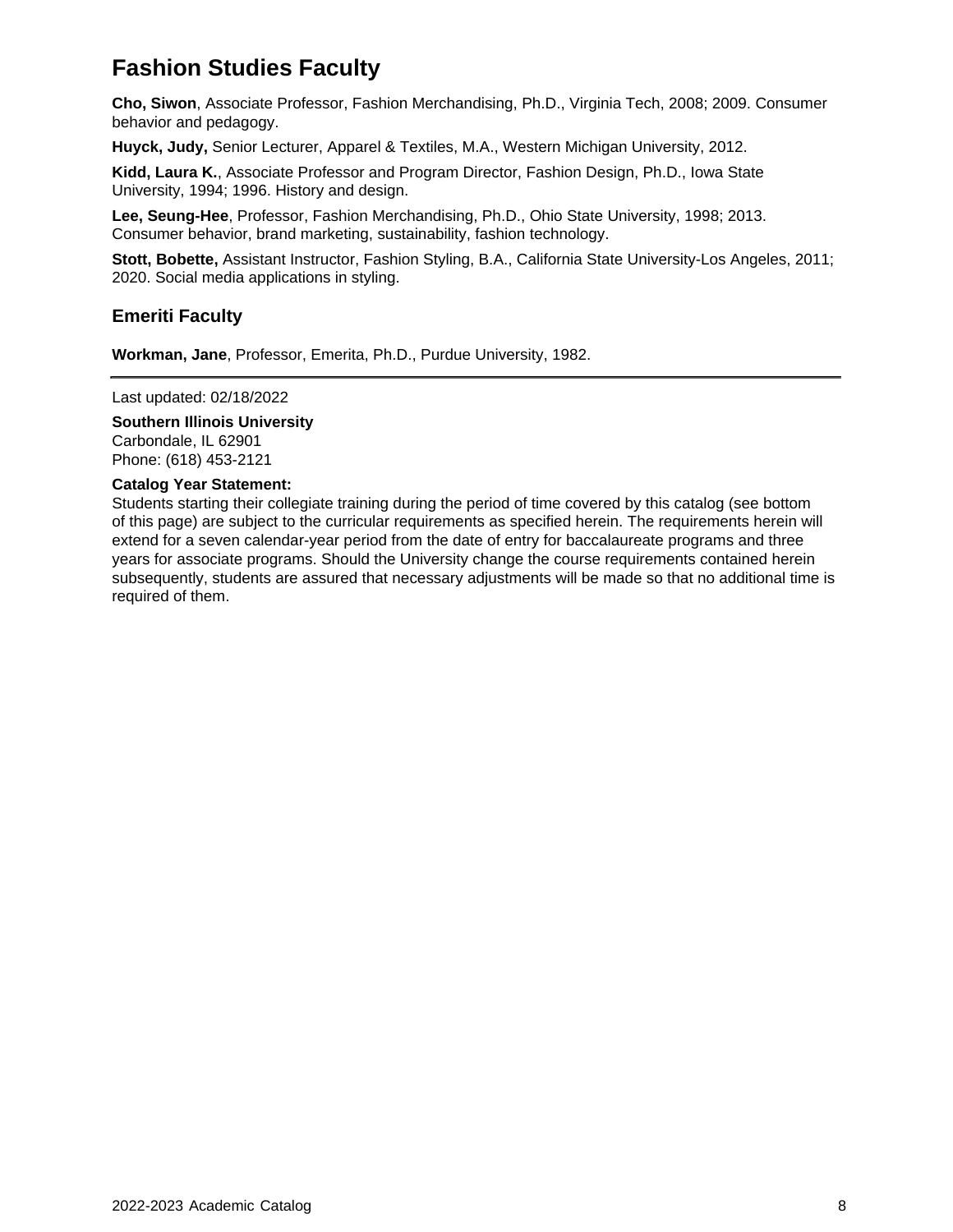# Fashion Studies Faculty

**Cho, Siwon**, Associate Professor, Fashion Merchandising, Ph.D., Virginia Tech, 2008; 2009. Consumer behavior and pedagogy.

**Huyck, Judy,** Senior Lecturer, Apparel & Textiles, M.A., Western Michigan University, 2012.

**Kidd, Laura K.**, Associate Professor and Program Director, Fashion Design, Ph.D., Iowa State University, 1994; 1996. History and design.

**Lee, Seung-Hee**, Professor, Fashion Merchandising, Ph.D., Ohio State University, 1998; 2013. Consumer behavior, brand marketing, sustainability, fashion technology.

**Stott, Bobette,** Assistant Instructor, Fashion Styling, B.A., California State University-Los Angeles, 2011; 2020. Social media applications in styling.

## Emeriti Faculty

**Workman, Jane**, Professor, Emerita, Ph.D., Purdue University, 1982.

---

Last updated: 02/18/2022

**Southern Illinois University**
Carbondale, IL 62901
Phone: (618) 453-2121

**Catalog Year Statement:**
Students starting their collegiate training during the period of time covered by this catalog (see bottom of this page) are subject to the curricular requirements as specified herein. The requirements herein will extend for a seven calendar-year period from the date of entry for baccalaureate programs and three years for associate programs. Should the University change the course requirements contained herein subsequently, students are assured that necessary adjustments will be made so that no additional time is required of them.

2022-2023 Academic Catalog